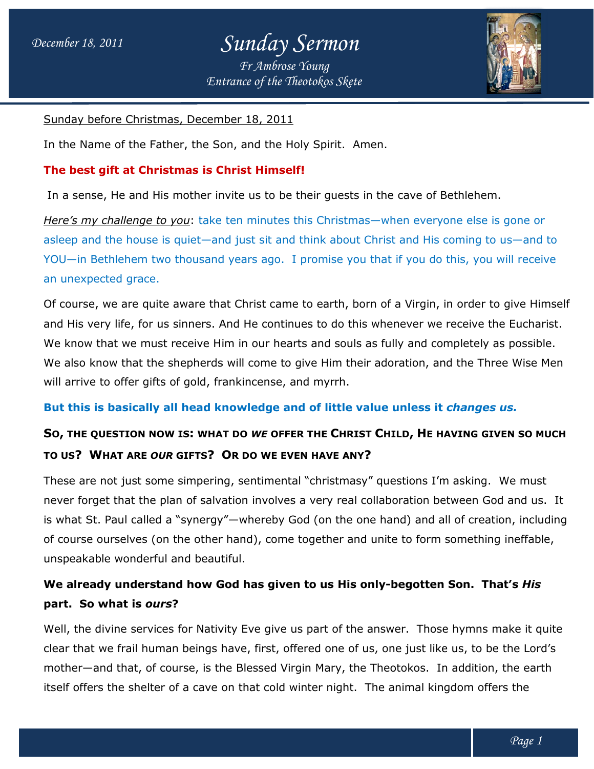# Sunday Sermon

*Fr Ambrose Young*
*Entrance of the Theotokos Skete*

December 18, 2011

Sunday before Christmas, December 18, 2011

In the Name of the Father, the Son, and the Holy Spirit. Amen.

**The best gift at Christmas is Christ Himself!**

In a sense, He and His mother invite us to be their guests in the cave of Bethlehem.

*Here's my challenge to you*: take ten minutes this Christmas—when everyone else is gone or asleep and the house is quiet—and just sit and think about Christ and His coming to us—and to YOU—in Bethlehem two thousand years ago. I promise you that if you do this, you will receive an unexpected grace.

Of course, we are quite aware that Christ came to earth, born of a Virgin, in order to give Himself and His very life, for us sinners. And He continues to do this whenever we receive the Eucharist. We know that we must receive Him in our hearts and souls as fully and completely as possible. We also know that the shepherds will come to give Him their adoration, and the Three Wise Men will arrive to offer gifts of gold, frankincense, and myrrh.

**But this is basically all head knowledge and of little value unless it *changes us.***

**SO, THE QUESTION NOW IS: WHAT DO *WE* OFFER THE CHRIST CHILD, HE HAVING GIVEN SO MUCH TO US? WHAT ARE *OUR* GIFTS? OR DO WE EVEN HAVE ANY?**

These are not just some simpering, sentimental "christmasy" questions I'm asking. We must never forget that the plan of salvation involves a very real collaboration between God and us. It is what St. Paul called a "synergy"—whereby God (on the one hand) and all of creation, including of course ourselves (on the other hand), come together and unite to form something ineffable, unspeakable wonderful and beautiful.

**We already understand how God has given to us His only-begotten Son. That's *His* part. So what is *ours*?**

Well, the divine services for Nativity Eve give us part of the answer. Those hymns make it quite clear that we frail human beings have, first, offered one of us, one just like us, to be the Lord's mother—and that, of course, is the Blessed Virgin Mary, the Theotokos. In addition, the earth itself offers the shelter of a cave on that cold winter night. The animal kingdom offers the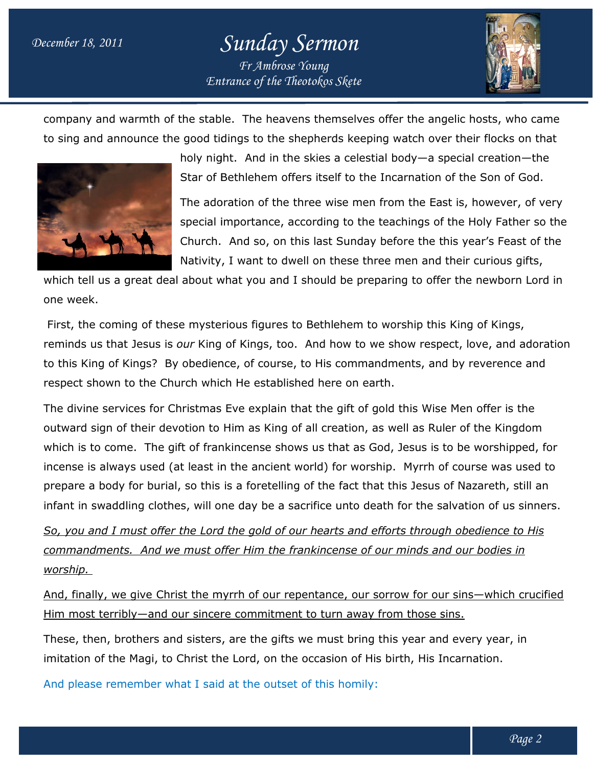company and warmth of the stable. The heavens themselves offer the angelic hosts, who came to sing and announce the good tidings to the shepherds keeping watch over their flocks on that holy night. And in the skies a celestial body—a special creation—the Star of Bethlehem offers itself to the Incarnation of the Son of God.

The adoration of the three wise men from the East is, however, of very special importance, according to the teachings of the Holy Father so the Church. And so, on this last Sunday before the this year's Feast of the Nativity, I want to dwell on these three men and their curious gifts, which tell us a great deal about what you and I should be preparing to offer the newborn Lord in one week.

First, the coming of these mysterious figures to Bethlehem to worship this King of Kings, reminds us that Jesus is *our* King of Kings, too. And how to we show respect, love, and adoration to this King of Kings? By obedience, of course, to His commandments, and by reverence and respect shown to the Church which He established here on earth.

The divine services for Christmas Eve explain that the gift of gold this Wise Men offer is the outward sign of their devotion to Him as King of all creation, as well as Ruler of the Kingdom which is to come. The gift of frankincense shows us that as God, Jesus is to be worshipped, for incense is always used (at least in the ancient world) for worship. Myrrh of course was used to prepare a body for burial, so this is a foretelling of the fact that this Jesus of Nazareth, still an infant in swaddling clothes, will one day be a sacrifice unto death for the salvation of us sinners.

*So, you and I must offer the Lord the gold of our hearts and efforts through obedience to His commandments. And we must offer Him the frankincense of our minds and our bodies in worship.*

And, finally, we give Christ the myrrh of our repentance, our sorrow for our sins—which crucified Him most terribly—and our sincere commitment to turn away from those sins.

These, then, brothers and sisters, are the gifts we must bring this year and every year, in imitation of the Magi, to Christ the Lord, on the occasion of His birth, His Incarnation.

And please remember what I said at the outset of this homily: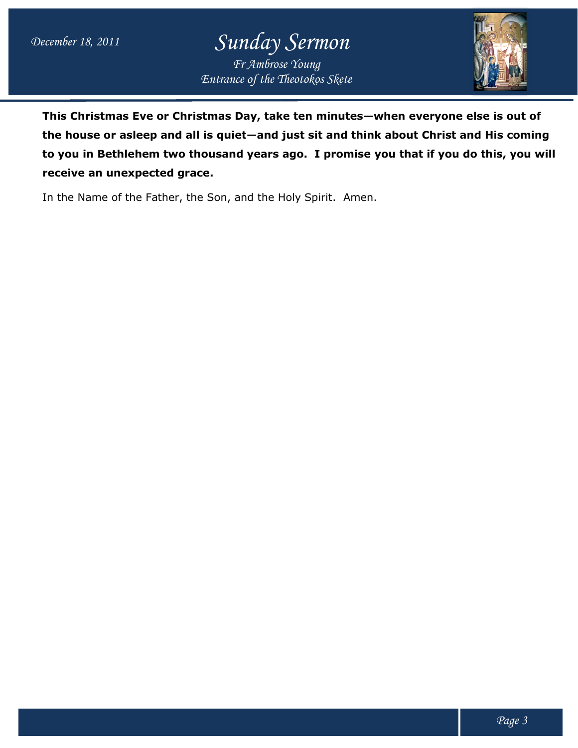**This Christmas Eve or Christmas Day, take ten minutes—when everyone else is out of the house or asleep and all is quiet—and just sit and think about Christ and His coming to you in Bethlehem two thousand years ago. I promise you that if you do this, you will receive an unexpected grace.**

In the Name of the Father, the Son, and the Holy Spirit. Amen.